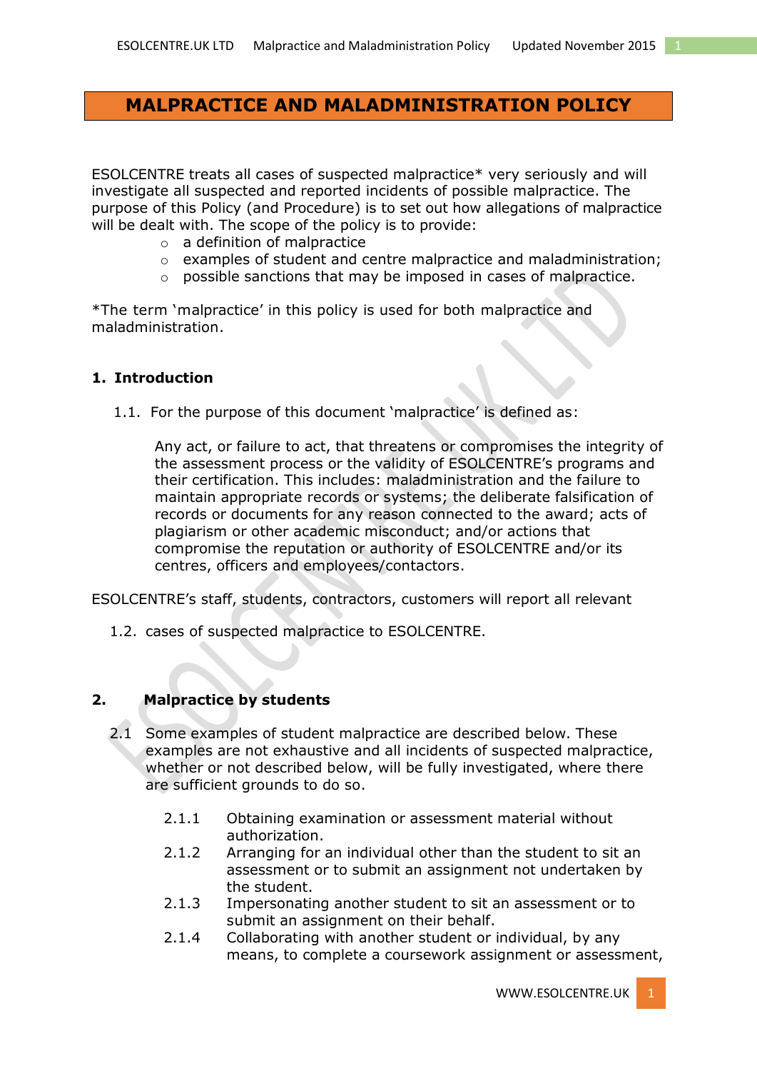# MALPRACTICE AND MALADMINISTRATION POLICY

ESOLCENTRE treats all cases of suspected malpractice* very seriously and will investigate all suspected and reported incidents of possible malpractice. The purpose of this Policy (and Procedure) is to set out how allegations of malpractice will be dealt with. The scope of the policy is to provide:

- a definition of malpractice
- examples of student and centre malpractice and maladministration;
- possible sanctions that may be imposed in cases of malpractice.

*The term 'malpractice' in this policy is used for both malpractice and maladministration.

## 1. Introduction

1.1. For the purpose of this document 'malpractice' is defined as:

> Any act, or failure to act, that threatens or compromises the integrity of the assessment process or the validity of ESOLCENTRE's programs and their certification. This includes: maladministration and the failure to maintain appropriate records or systems; the deliberate falsification of records or documents for any reason connected to the award; acts of plagiarism or other academic misconduct; and/or actions that compromise the reputation or authority of ESOLCENTRE and/or its centres, officers and employees/contactors.

ESOLCENTRE's staff, students, contractors, customers will report all relevant

1.2. cases of suspected malpractice to ESOLCENTRE.

## 2. Malpractice by students

2.1 Some examples of student malpractice are described below. These examples are not exhaustive and all incidents of suspected malpractice, whether or not described below, will be fully investigated, where there are sufficient grounds to do so.

2.1.1 Obtaining examination or assessment material without authorization.

2.1.2 Arranging for an individual other than the student to sit an assessment or to submit an assignment not undertaken by the student.

2.1.3 Impersonating another student to sit an assessment or to submit an assignment on their behalf.

2.1.4 Collaborating with another student or individual, by any means, to complete a coursework assignment or assessment,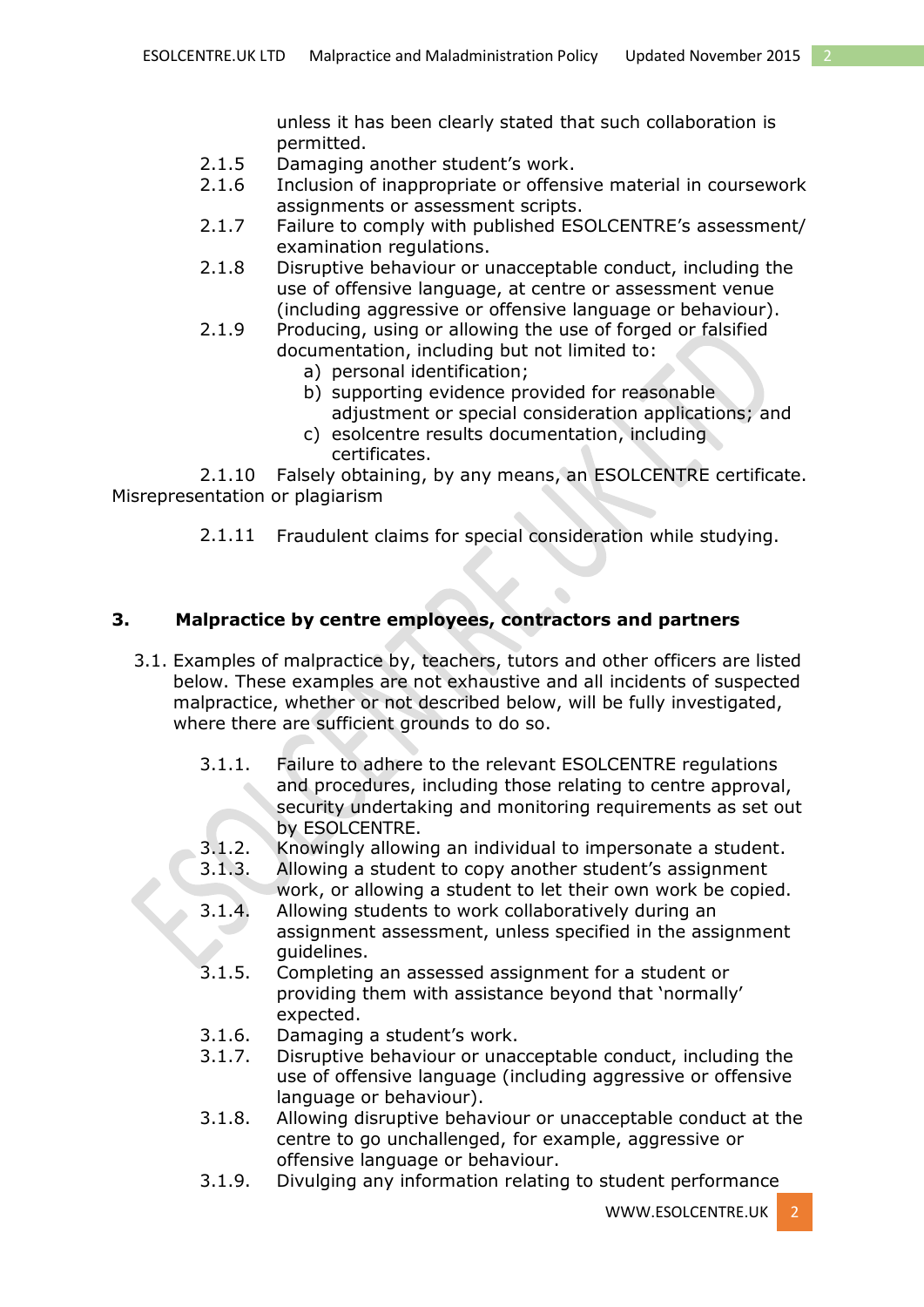unless it has been clearly stated that such collaboration is permitted.

2.1.5 Damaging another student's work.

2.1.6 Inclusion of inappropriate or offensive material in coursework assignments or assessment scripts.

2.1.7 Failure to comply with published ESOLCENTRE's assessment/ examination regulations.

2.1.8 Disruptive behaviour or unacceptable conduct, including the use of offensive language, at centre or assessment venue (including aggressive or offensive language or behaviour).

2.1.9 Producing, using or allowing the use of forged or falsified documentation, including but not limited to:

a) personal identification;
b) supporting evidence provided for reasonable adjustment or special consideration applications; and
c) esolcentre results documentation, including certificates.

2.1.10 Falsely obtaining, by any means, an ESOLCENTRE certificate.

Misrepresentation or plagiarism

2.1.11 Fraudulent claims for special consideration while studying.

## 3. Malpractice by centre employees, contractors and partners

3.1. Examples of malpractice by, teachers, tutors and other officers are listed below. These examples are not exhaustive and all incidents of suspected malpractice, whether or not described below, will be fully investigated, where there are sufficient grounds to do so.

3.1.1. Failure to adhere to the relevant ESOLCENTRE regulations and procedures, including those relating to centre approval, security undertaking and monitoring requirements as set out by ESOLCENTRE.

3.1.2. Knowingly allowing an individual to impersonate a student.

3.1.3. Allowing a student to copy another student's assignment work, or allowing a student to let their own work be copied.

3.1.4. Allowing students to work collaboratively during an assignment assessment, unless specified in the assignment guidelines.

3.1.5. Completing an assessed assignment for a student or providing them with assistance beyond that 'normally' expected.

3.1.6. Damaging a student's work.

3.1.7. Disruptive behaviour or unacceptable conduct, including the use of offensive language (including aggressive or offensive language or behaviour).

3.1.8. Allowing disruptive behaviour or unacceptable conduct at the centre to go unchallenged, for example, aggressive or offensive language or behaviour.

3.1.9. Divulging any information relating to student performance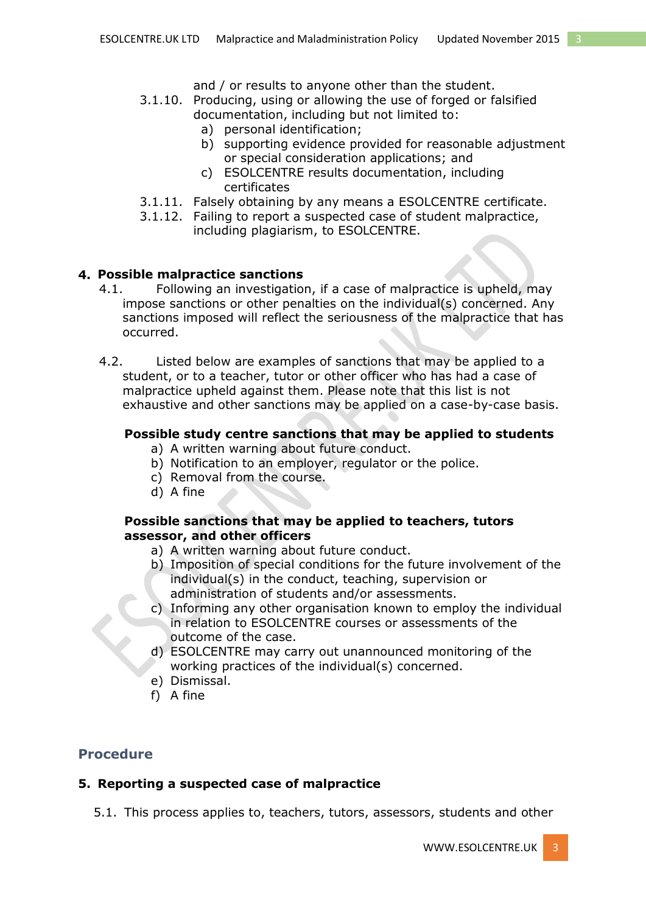and / or results to anyone other than the student.

3.1.10. Producing, using or allowing the use of forged or falsified documentation, including but not limited to:
   a) personal identification;
   b) supporting evidence provided for reasonable adjustment or special consideration applications; and
   c) ESOLCENTRE results documentation, including certificates

3.1.11. Falsely obtaining by any means a ESOLCENTRE certificate.

3.1.12. Failing to report a suspected case of student malpractice, including plagiarism, to ESOLCENTRE.

## 4. Possible malpractice sanctions

4.1. Following an investigation, if a case of malpractice is upheld, may impose sanctions or other penalties on the individual(s) concerned. Any sanctions imposed will reflect the seriousness of the malpractice that has occurred.

4.2. Listed below are examples of sanctions that may be applied to a student, or to a teacher, tutor or other officer who has had a case of malpractice upheld against them. Please note that this list is not exhaustive and other sanctions may be applied on a case-by-case basis.

**Possible study centre sanctions that may be applied to students**

a) A written warning about future conduct.
b) Notification to an employer, regulator or the police.
c) Removal from the course.
d) A fine

**Possible sanctions that may be applied to teachers, tutors assessor, and other officers**

a) A written warning about future conduct.
b) Imposition of special conditions for the future involvement of the individual(s) in the conduct, teaching, supervision or administration of students and/or assessments.
c) Informing any other organisation known to employ the individual in relation to ESOLCENTRE courses or assessments of the outcome of the case.
d) ESOLCENTRE may carry out unannounced monitoring of the working practices of the individual(s) concerned.
e) Dismissal.
f) A fine

# Procedure

## 5. Reporting a suspected case of malpractice

5.1. This process applies to, teachers, tutors, assessors, students and other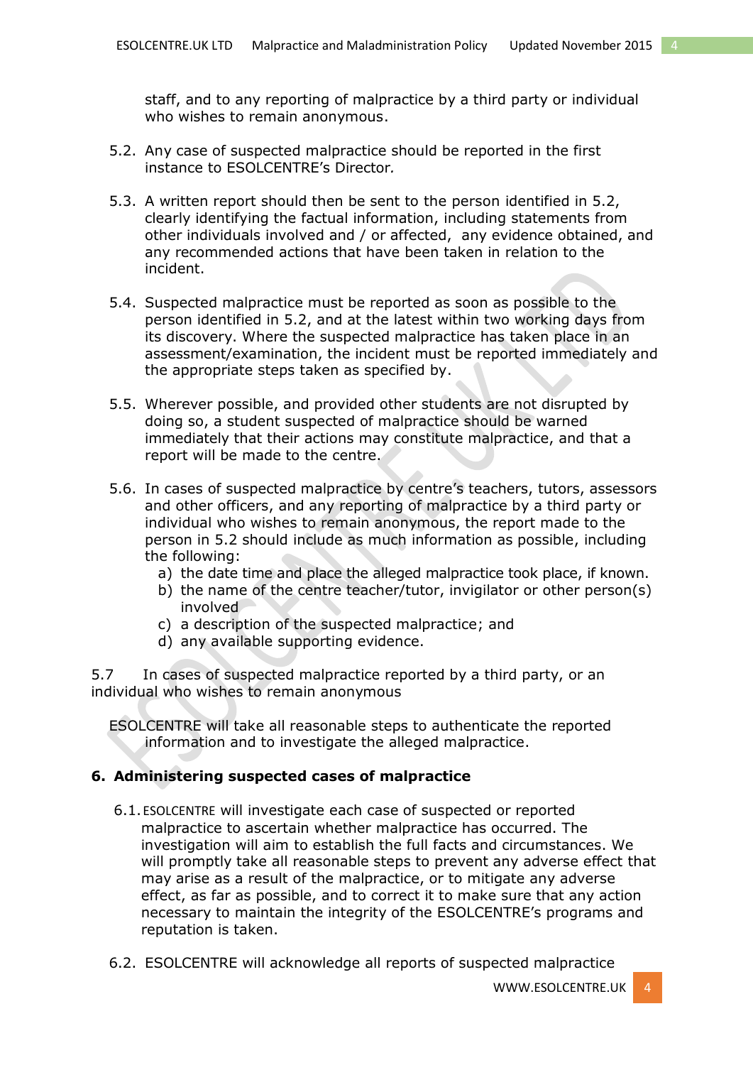staff, and to any reporting of malpractice by a third party or individual who wishes to remain anonymous.

5.2. Any case of suspected malpractice should be reported in the first instance to ESOLCENTRE's Director.

5.3. A written report should then be sent to the person identified in 5.2, clearly identifying the factual information, including statements from other individuals involved and / or affected, any evidence obtained, and any recommended actions that have been taken in relation to the incident.

5.4. Suspected malpractice must be reported as soon as possible to the person identified in 5.2, and at the latest within two working days from its discovery. Where the suspected malpractice has taken place in an assessment/examination, the incident must be reported immediately and the appropriate steps taken as specified by.

5.5. Wherever possible, and provided other students are not disrupted by doing so, a student suspected of malpractice should be warned immediately that their actions may constitute malpractice, and that a report will be made to the centre.

5.6. In cases of suspected malpractice by centre's teachers, tutors, assessors and other officers, and any reporting of malpractice by a third party or individual who wishes to remain anonymous, the report made to the person in 5.2 should include as much information as possible, including the following:

   a) the date time and place the alleged malpractice took place, if known.
   b) the name of the centre teacher/tutor, invigilator or other person(s) involved
   c) a description of the suspected malpractice; and
   d) any available supporting evidence.

5.7 In cases of suspected malpractice reported by a third party, or an individual who wishes to remain anonymous

ESOLCENTRE will take all reasonable steps to authenticate the reported information and to investigate the alleged malpractice.

## 6. Administering suspected cases of malpractice

6.1. ESOLCENTRE will investigate each case of suspected or reported malpractice to ascertain whether malpractice has occurred. The investigation will aim to establish the full facts and circumstances. We will promptly take all reasonable steps to prevent any adverse effect that may arise as a result of the malpractice, or to mitigate any adverse effect, as far as possible, and to correct it to make sure that any action necessary to maintain the integrity of the ESOLCENTRE's programs and reputation is taken.

6.2. ESOLCENTRE will acknowledge all reports of suspected malpractice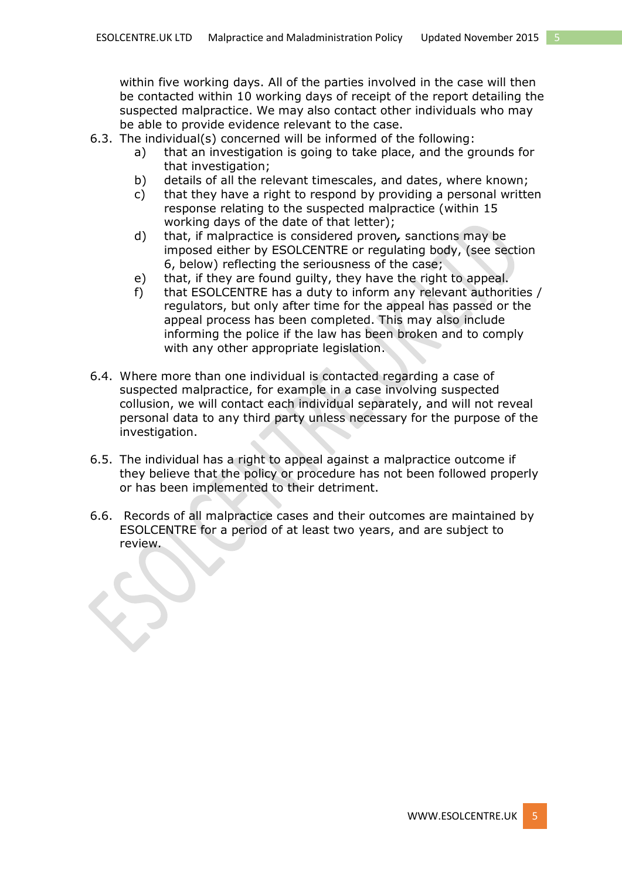within five working days. All of the parties involved in the case will then be contacted within 10 working days of receipt of the report detailing the suspected malpractice. We may also contact other individuals who may be able to provide evidence relevant to the case.

6.3. The individual(s) concerned will be informed of the following:

a) that an investigation is going to take place, and the grounds for that investigation;
b) details of all the relevant timescales, and dates, where known;
c) that they have a right to respond by providing a personal written response relating to the suspected malpractice (within 15 working days of the date of that letter);
d) that, if malpractice is considered proven, sanctions may be imposed either by ESOLCENTRE or regulating body, (see section 6, below) reflecting the seriousness of the case;
e) that, if they are found guilty, they have the right to appeal.
f) that ESOLCENTRE has a duty to inform any relevant authorities / regulators, but only after time for the appeal has passed or the appeal process has been completed. This may also include informing the police if the law has been broken and to comply with any other appropriate legislation.

6.4. Where more than one individual is contacted regarding a case of suspected malpractice, for example in a case involving suspected collusion, we will contact each individual separately, and will not reveal personal data to any third party unless necessary for the purpose of the investigation.

6.5. The individual has a right to appeal against a malpractice outcome if they believe that the policy or procedure has not been followed properly or has been implemented to their detriment.

6.6. Records of all malpractice cases and their outcomes are maintained by ESOLCENTRE for a period of at least two years, and are subject to review.